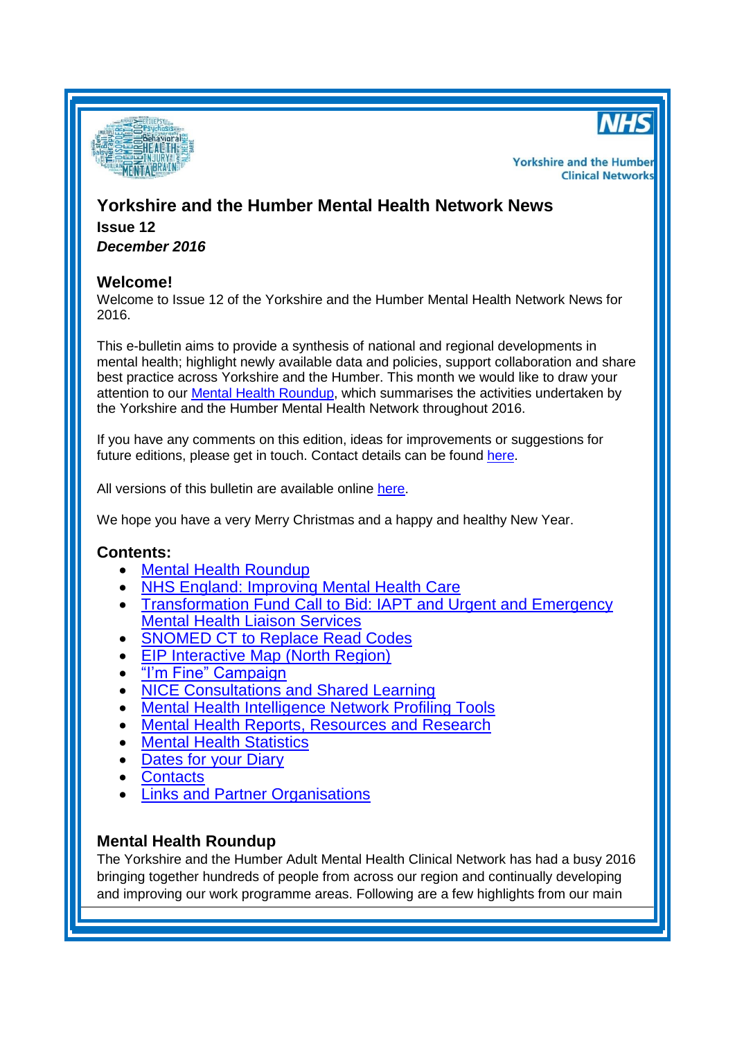NHS

Yorkshire and the Humber Clinical Networks

# Yorkshire and the Humber Mental Health Network News

**Issue 12**

***December 2016***

## Welcome!

Welcome to Issue 12 of the Yorkshire and the Humber Mental Health Network News for 2016.

This e-bulletin aims to provide a synthesis of national and regional developments in mental health; highlight newly available data and policies, support collaboration and share best practice across Yorkshire and the Humber. This month we would like to draw your attention to our Mental Health Roundup, which summarises the activities undertaken by the Yorkshire and the Humber Mental Health Network throughout 2016.

If you have any comments on this edition, ideas for improvements or suggestions for future editions, please get in touch. Contact details can be found here.

All versions of this bulletin are available online here.

We hope you have a very Merry Christmas and a happy and healthy New Year.

## Contents:

- Mental Health Roundup
- NHS England: Improving Mental Health Care
- Transformation Fund Call to Bid: IAPT and Urgent and Emergency Mental Health Liaison Services
- SNOMED CT to Replace Read Codes
- EIP Interactive Map (North Region)
- "I'm Fine" Campaign
- NICE Consultations and Shared Learning
- Mental Health Intelligence Network Profiling Tools
- Mental Health Reports, Resources and Research
- Mental Health Statistics
- Dates for your Diary
- Contacts
- Links and Partner Organisations

## Mental Health Roundup

The Yorkshire and the Humber Adult Mental Health Clinical Network has had a busy 2016 bringing together hundreds of people from across our region and continually developing and improving our work programme areas. Following are a few highlights from our main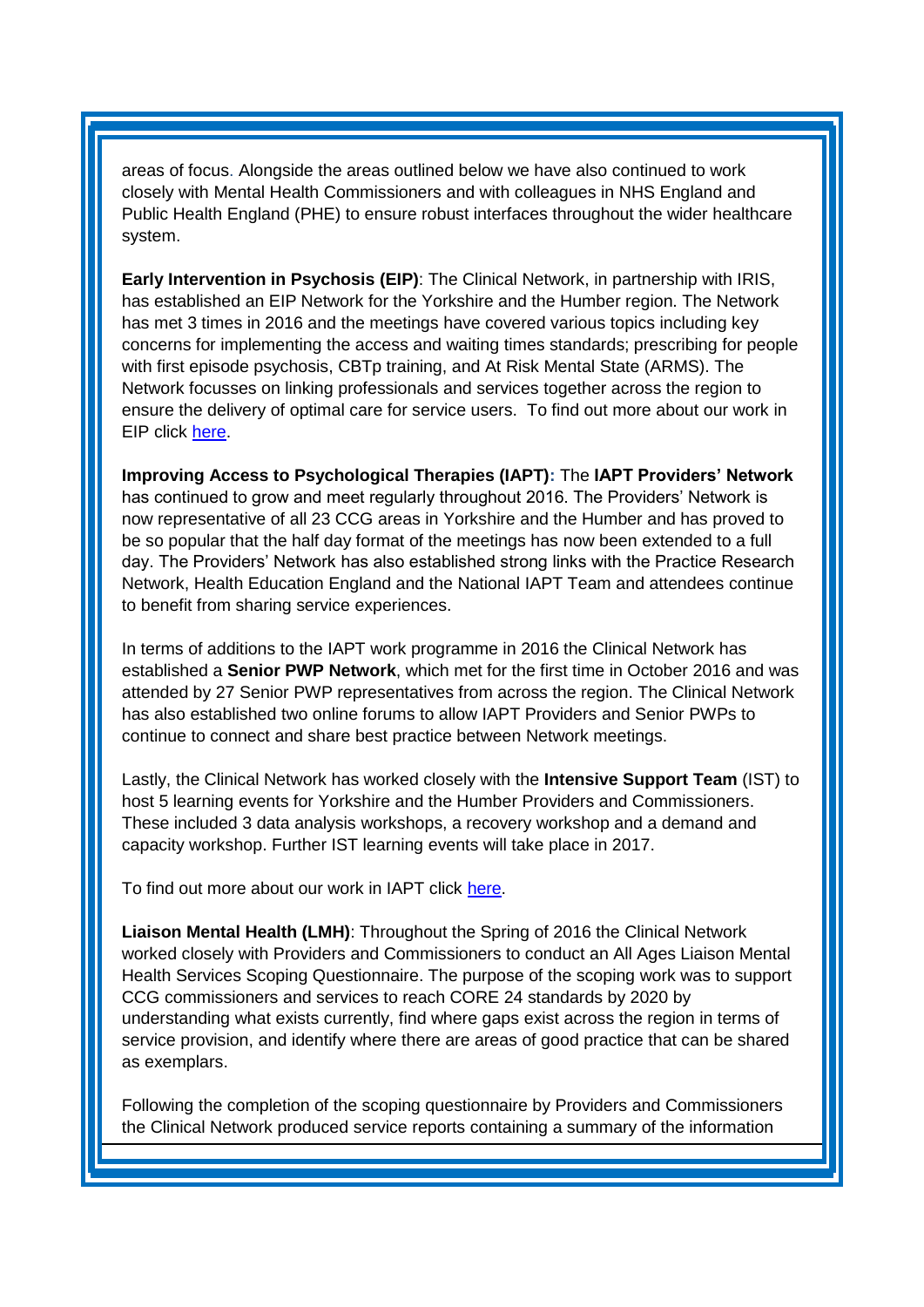areas of focus. Alongside the areas outlined below we have also continued to work closely with Mental Health Commissioners and with colleagues in NHS England and Public Health England (PHE) to ensure robust interfaces throughout the wider healthcare system.

**Early Intervention in Psychosis (EIP)**: The Clinical Network, in partnership with IRIS, has established an EIP Network for the Yorkshire and the Humber region. The Network has met 3 times in 2016 and the meetings have covered various topics including key concerns for implementing the access and waiting times standards; prescribing for people with first episode psychosis, CBTp training, and At Risk Mental State (ARMS). The Network focusses on linking professionals and services together across the region to ensure the delivery of optimal care for service users. To find out more about our work in EIP click here.

**Improving Access to Psychological Therapies (IAPT):** The **IAPT Providers' Network** has continued to grow and meet regularly throughout 2016. The Providers' Network is now representative of all 23 CCG areas in Yorkshire and the Humber and has proved to be so popular that the half day format of the meetings has now been extended to a full day. The Providers' Network has also established strong links with the Practice Research Network, Health Education England and the National IAPT Team and attendees continue to benefit from sharing service experiences.

In terms of additions to the IAPT work programme in 2016 the Clinical Network has established a **Senior PWP Network**, which met for the first time in October 2016 and was attended by 27 Senior PWP representatives from across the region. The Clinical Network has also established two online forums to allow IAPT Providers and Senior PWPs to continue to connect and share best practice between Network meetings.

Lastly, the Clinical Network has worked closely with the **Intensive Support Team** (IST) to host 5 learning events for Yorkshire and the Humber Providers and Commissioners. These included 3 data analysis workshops, a recovery workshop and a demand and capacity workshop. Further IST learning events will take place in 2017.

To find out more about our work in IAPT click here.

**Liaison Mental Health (LMH)**: Throughout the Spring of 2016 the Clinical Network worked closely with Providers and Commissioners to conduct an All Ages Liaison Mental Health Services Scoping Questionnaire. The purpose of the scoping work was to support CCG commissioners and services to reach CORE 24 standards by 2020 by understanding what exists currently, find where gaps exist across the region in terms of service provision, and identify where there are areas of good practice that can be shared as exemplars.

Following the completion of the scoping questionnaire by Providers and Commissioners the Clinical Network produced service reports containing a summary of the information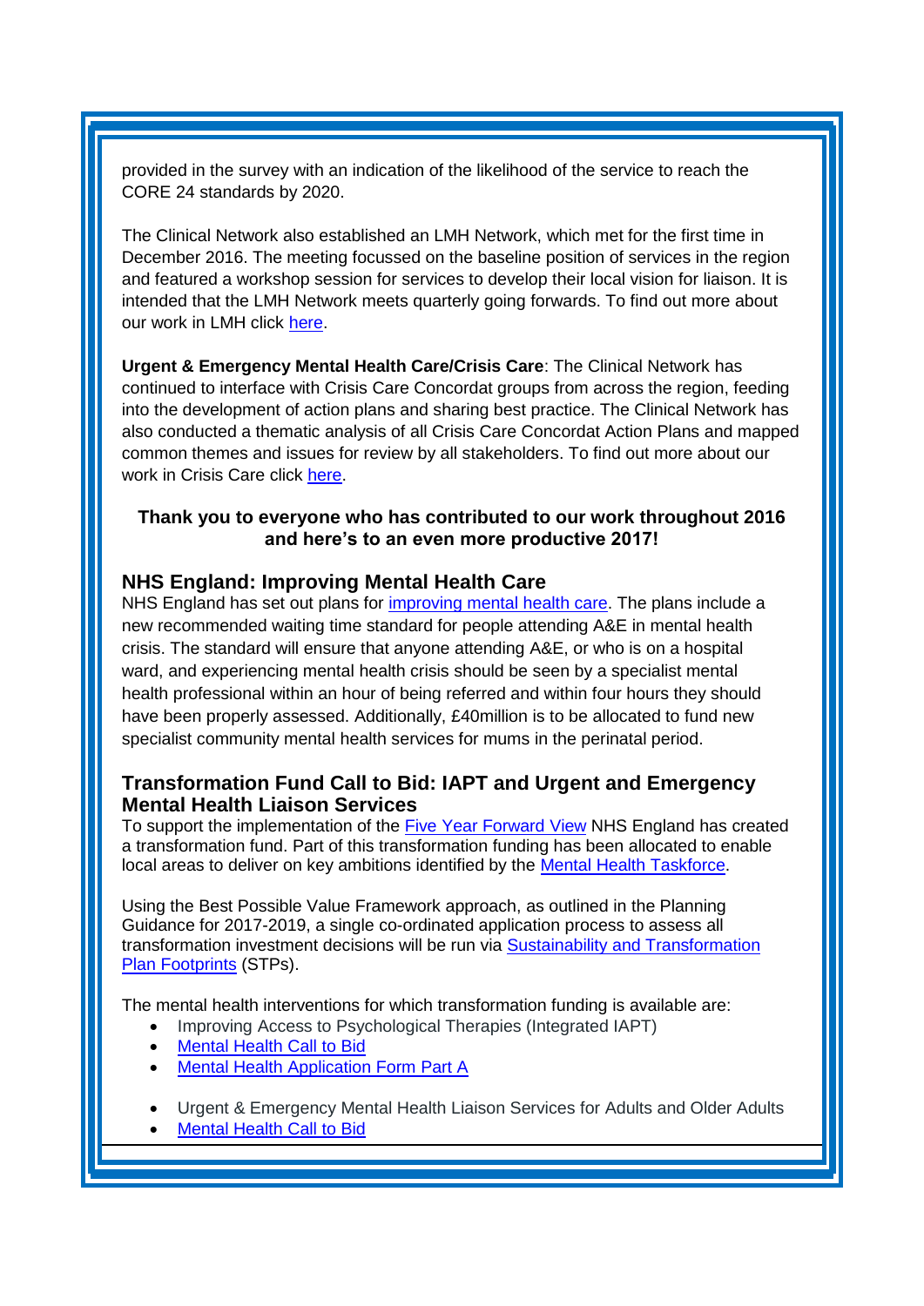provided in the survey with an indication of the likelihood of the service to reach the CORE 24 standards by 2020.

The Clinical Network also established an LMH Network, which met for the first time in December 2016. The meeting focussed on the baseline position of services in the region and featured a workshop session for services to develop their local vision for liaison. It is intended that the LMH Network meets quarterly going forwards. To find out more about our work in LMH click here.

**Urgent & Emergency Mental Health Care/Crisis Care**: The Clinical Network has continued to interface with Crisis Care Concordat groups from across the region, feeding into the development of action plans and sharing best practice. The Clinical Network has also conducted a thematic analysis of all Crisis Care Concordat Action Plans and mapped common themes and issues for review by all stakeholders. To find out more about our work in Crisis Care click here.

**Thank you to everyone who has contributed to our work throughout 2016 and here's to an even more productive 2017!**

## NHS England: Improving Mental Health Care

NHS England has set out plans for improving mental health care. The plans include a new recommended waiting time standard for people attending A&E in mental health crisis. The standard will ensure that anyone attending A&E, or who is on a hospital ward, and experiencing mental health crisis should be seen by a specialist mental health professional within an hour of being referred and within four hours they should have been properly assessed. Additionally, £40million is to be allocated to fund new specialist community mental health services for mums in the perinatal period.

## Transformation Fund Call to Bid: IAPT and Urgent and Emergency Mental Health Liaison Services

To support the implementation of the Five Year Forward View NHS England has created a transformation fund. Part of this transformation funding has been allocated to enable local areas to deliver on key ambitions identified by the Mental Health Taskforce.

Using the Best Possible Value Framework approach, as outlined in the Planning Guidance for 2017-2019, a single co-ordinated application process to assess all transformation investment decisions will be run via Sustainability and Transformation Plan Footprints (STPs).

The mental health interventions for which transformation funding is available are:

- Improving Access to Psychological Therapies (Integrated IAPT)
- Mental Health Call to Bid
- Mental Health Application Form Part A

- Urgent & Emergency Mental Health Liaison Services for Adults and Older Adults
- Mental Health Call to Bid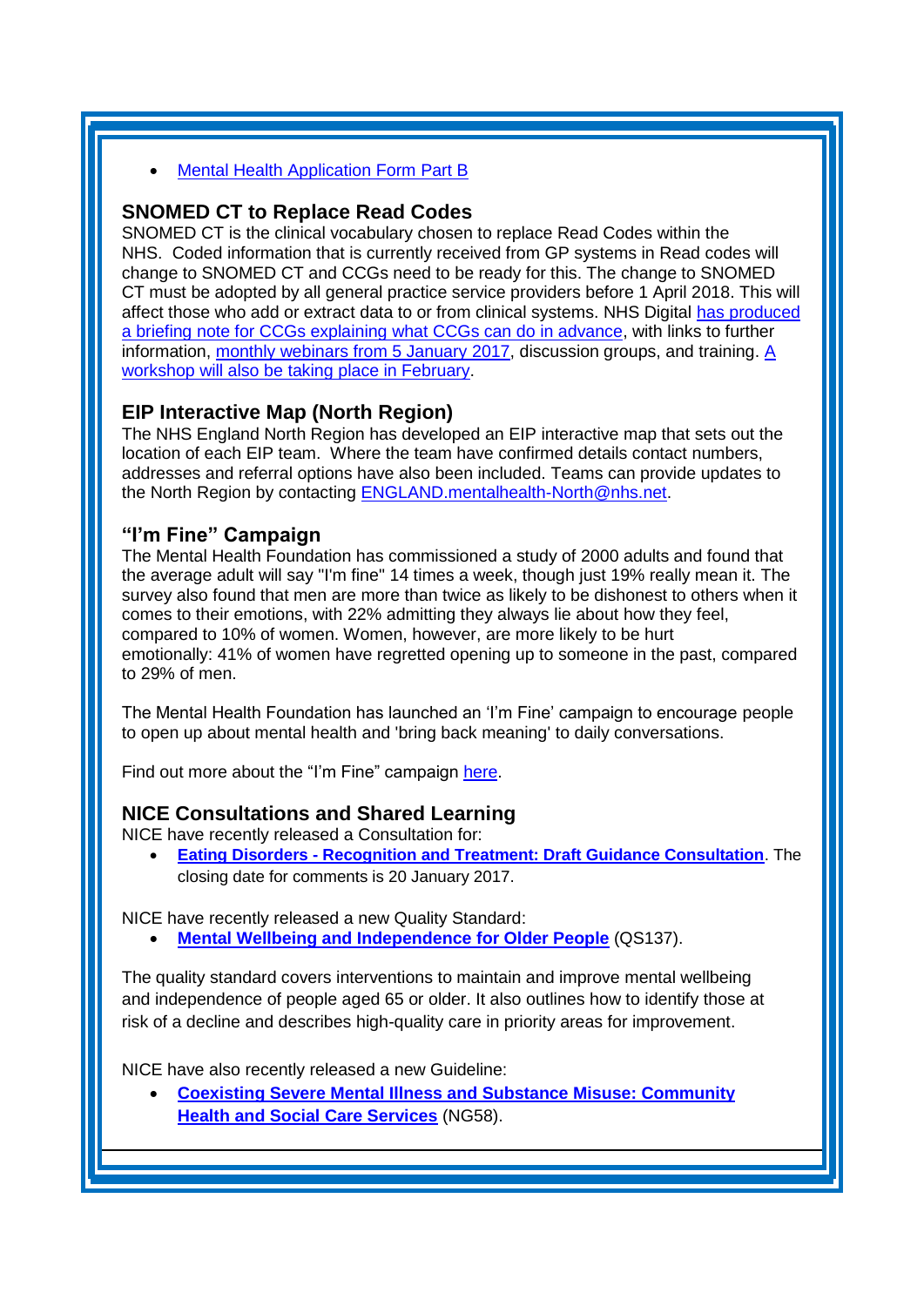- Mental Health Application Form Part B

## SNOMED CT to Replace Read Codes

SNOMED CT is the clinical vocabulary chosen to replace Read Codes within the NHS. Coded information that is currently received from GP systems in Read codes will change to SNOMED CT and CCGs need to be ready for this. The change to SNOMED CT must be adopted by all general practice service providers before 1 April 2018. This will affect those who add or extract data to or from clinical systems. NHS Digital has produced a briefing note for CCGs explaining what CCGs can do in advance, with links to further information, monthly webinars from 5 January 2017, discussion groups, and training. A workshop will also be taking place in February.

## EIP Interactive Map (North Region)

The NHS England North Region has developed an EIP interactive map that sets out the location of each EIP team. Where the team have confirmed details contact numbers, addresses and referral options have also been included. Teams can provide updates to the North Region by contacting ENGLAND.mentalhealth-North@nhs.net.

## "I'm Fine" Campaign

The Mental Health Foundation has commissioned a study of 2000 adults and found that the average adult will say "I'm fine" 14 times a week, though just 19% really mean it. The survey also found that men are more than twice as likely to be dishonest to others when it comes to their emotions, with 22% admitting they always lie about how they feel, compared to 10% of women. Women, however, are more likely to be hurt emotionally: 41% of women have regretted opening up to someone in the past, compared to 29% of men.

The Mental Health Foundation has launched an 'I'm Fine' campaign to encourage people to open up about mental health and 'bring back meaning' to daily conversations.

Find out more about the "I'm Fine" campaign here.

## NICE Consultations and Shared Learning

NICE have recently released a Consultation for:

- **Eating Disorders - Recognition and Treatment: Draft Guidance Consultation**. The closing date for comments is 20 January 2017.

NICE have recently released a new Quality Standard:

- **Mental Wellbeing and Independence for Older People** (QS137).

The quality standard covers interventions to maintain and improve mental wellbeing and independence of people aged 65 or older. It also outlines how to identify those at risk of a decline and describes high-quality care in priority areas for improvement.

NICE have also recently released a new Guideline:

- **Coexisting Severe Mental Illness and Substance Misuse: Community Health and Social Care Services** (NG58).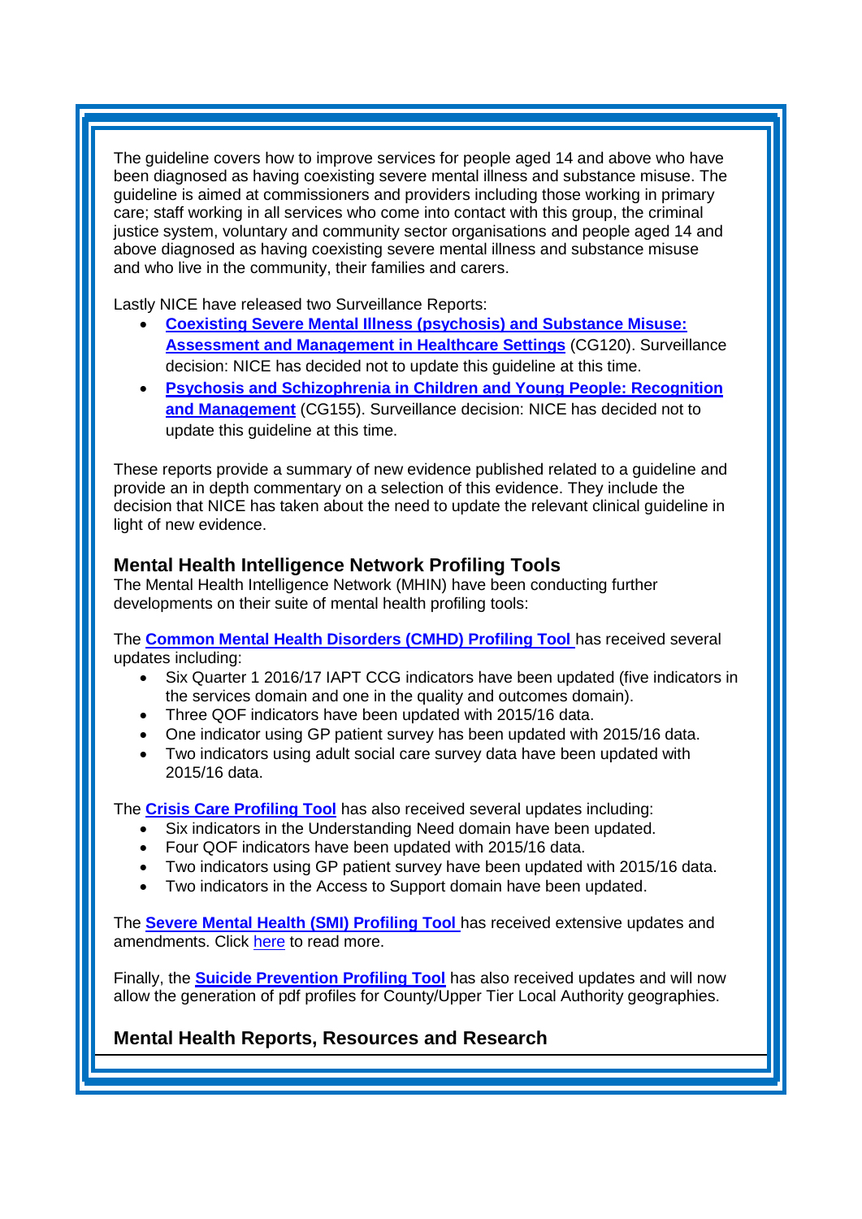The guideline covers how to improve services for people aged 14 and above who have been diagnosed as having coexisting severe mental illness and substance misuse. The guideline is aimed at commissioners and providers including those working in primary care; staff working in all services who come into contact with this group, the criminal justice system, voluntary and community sector organisations and people aged 14 and above diagnosed as having coexisting severe mental illness and substance misuse and who live in the community, their families and carers.

Lastly NICE have released two Surveillance Reports:

- **Coexisting Severe Mental Illness (psychosis) and Substance Misuse: Assessment and Management in Healthcare Settings** (CG120). Surveillance decision: NICE has decided not to update this guideline at this time.
- **Psychosis and Schizophrenia in Children and Young People: Recognition and Management** (CG155). Surveillance decision: NICE has decided not to update this guideline at this time.

These reports provide a summary of new evidence published related to a guideline and provide an in depth commentary on a selection of this evidence. They include the decision that NICE has taken about the need to update the relevant clinical guideline in light of new evidence.

### Mental Health Intelligence Network Profiling Tools

The Mental Health Intelligence Network (MHIN) have been conducting further developments on their suite of mental health profiling tools:

The **Common Mental Health Disorders (CMHD) Profiling Tool** has received several updates including:

- Six Quarter 1 2016/17 IAPT CCG indicators have been updated (five indicators in the services domain and one in the quality and outcomes domain).
- Three QOF indicators have been updated with 2015/16 data.
- One indicator using GP patient survey has been updated with 2015/16 data.
- Two indicators using adult social care survey data have been updated with 2015/16 data.

The **Crisis Care Profiling Tool** has also received several updates including:

- Six indicators in the Understanding Need domain have been updated.
- Four QOF indicators have been updated with 2015/16 data.
- Two indicators using GP patient survey have been updated with 2015/16 data.
- Two indicators in the Access to Support domain have been updated.

The **Severe Mental Health (SMI) Profiling Tool** has received extensive updates and amendments. Click here to read more.

Finally, the **Suicide Prevention Profiling Tool** has also received updates and will now allow the generation of pdf profiles for County/Upper Tier Local Authority geographies.

### Mental Health Reports, Resources and Research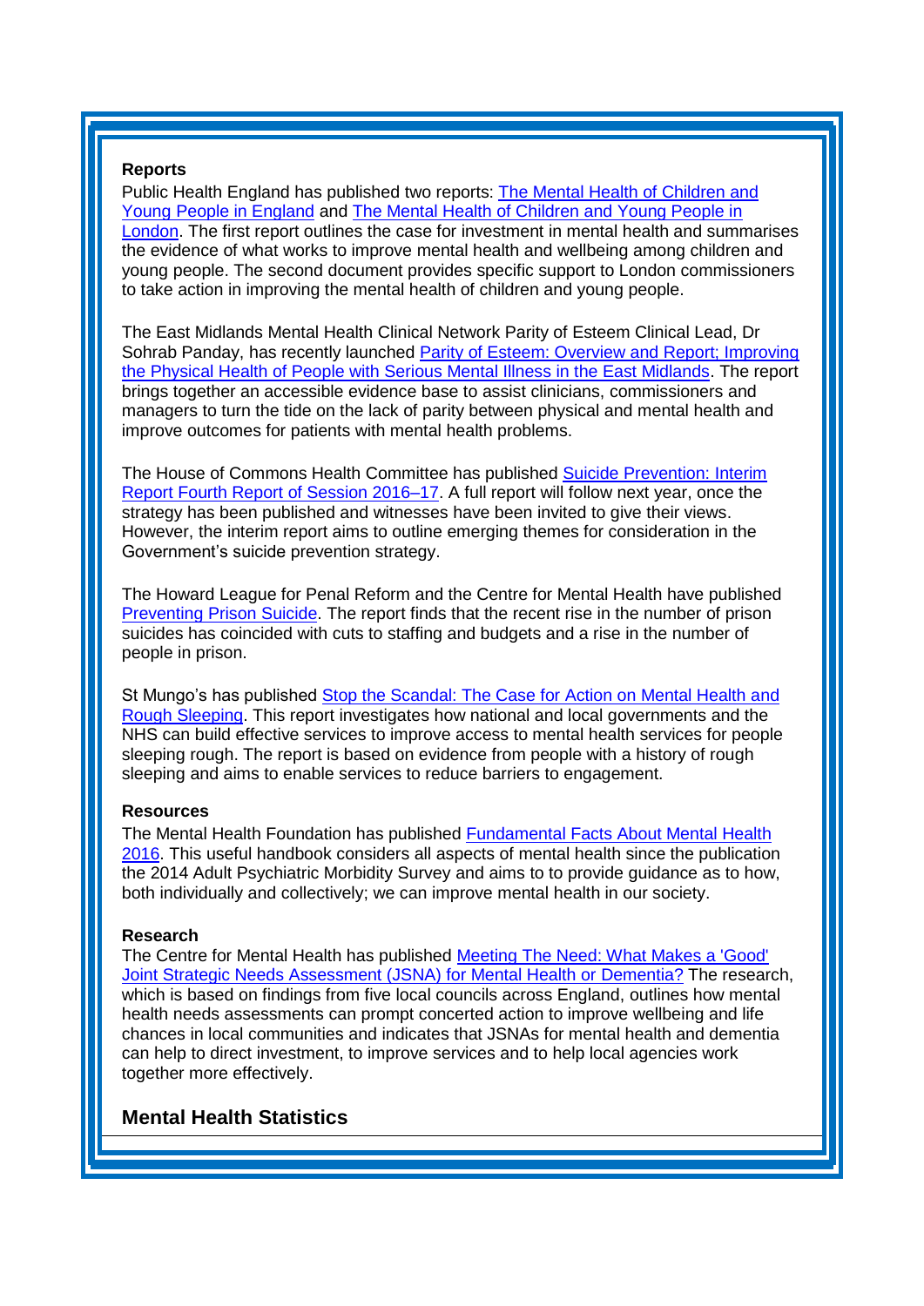**Reports**

Public Health England has published two reports: The Mental Health of Children and Young People in England and The Mental Health of Children and Young People in London. The first report outlines the case for investment in mental health and summarises the evidence of what works to improve mental health and wellbeing among children and young people. The second document provides specific support to London commissioners to take action in improving the mental health of children and young people.

The East Midlands Mental Health Clinical Network Parity of Esteem Clinical Lead, Dr Sohrab Panday, has recently launched Parity of Esteem: Overview and Report; Improving the Physical Health of People with Serious Mental Illness in the East Midlands. The report brings together an accessible evidence base to assist clinicians, commissioners and managers to turn the tide on the lack of parity between physical and mental health and improve outcomes for patients with mental health problems.

The House of Commons Health Committee has published Suicide Prevention: Interim Report Fourth Report of Session 2016–17. A full report will follow next year, once the strategy has been published and witnesses have been invited to give their views. However, the interim report aims to outline emerging themes for consideration in the Government's suicide prevention strategy.

The Howard League for Penal Reform and the Centre for Mental Health have published Preventing Prison Suicide. The report finds that the recent rise in the number of prison suicides has coincided with cuts to staffing and budgets and a rise in the number of people in prison.

St Mungo's has published Stop the Scandal: The Case for Action on Mental Health and Rough Sleeping. This report investigates how national and local governments and the NHS can build effective services to improve access to mental health services for people sleeping rough. The report is based on evidence from people with a history of rough sleeping and aims to enable services to reduce barriers to engagement.

**Resources**

The Mental Health Foundation has published Fundamental Facts About Mental Health 2016. This useful handbook considers all aspects of mental health since the publication the 2014 Adult Psychiatric Morbidity Survey and aims to to provide guidance as to how, both individually and collectively; we can improve mental health in our society.

**Research**

The Centre for Mental Health has published Meeting The Need: What Makes a 'Good' Joint Strategic Needs Assessment (JSNA) for Mental Health or Dementia? The research, which is based on findings from five local councils across England, outlines how mental health needs assessments can prompt concerted action to improve wellbeing and life chances in local communities and indicates that JSNAs for mental health and dementia can help to direct investment, to improve services and to help local agencies work together more effectively.

## Mental Health Statistics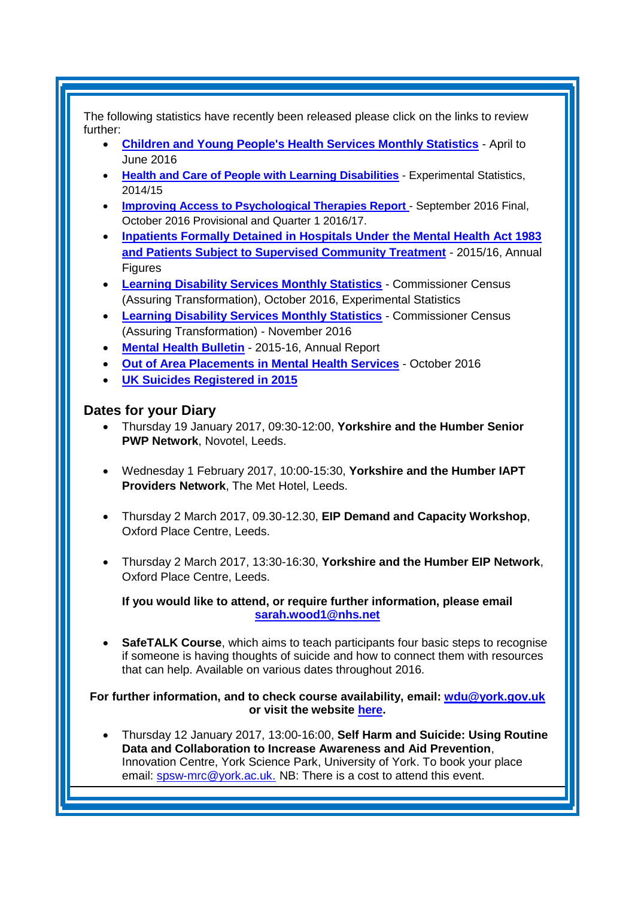The following statistics have recently been released please click on the links to review further:

- **Children and Young People's Health Services Monthly Statistics** - April to June 2016
- **Health and Care of People with Learning Disabilities** - Experimental Statistics, 2014/15
- **Improving Access to Psychological Therapies Report** - September 2016 Final, October 2016 Provisional and Quarter 1 2016/17.
- **Inpatients Formally Detained in Hospitals Under the Mental Health Act 1983 and Patients Subject to Supervised Community Treatment** - 2015/16, Annual Figures
- **Learning Disability Services Monthly Statistics** - Commissioner Census (Assuring Transformation), October 2016, Experimental Statistics
- **Learning Disability Services Monthly Statistics** - Commissioner Census (Assuring Transformation) - November 2016
- **Mental Health Bulletin** - 2015-16, Annual Report
- **Out of Area Placements in Mental Health Services** - October 2016
- **UK Suicides Registered in 2015**

## Dates for your Diary

- Thursday 19 January 2017, 09:30-12:00, **Yorkshire and the Humber Senior PWP Network**, Novotel, Leeds.
- Wednesday 1 February 2017, 10:00-15:30, **Yorkshire and the Humber IAPT Providers Network**, The Met Hotel, Leeds.
- Thursday 2 March 2017, 09.30-12.30, **EIP Demand and Capacity Workshop**, Oxford Place Centre, Leeds.
- Thursday 2 March 2017, 13:30-16:30, **Yorkshire and the Humber EIP Network**, Oxford Place Centre, Leeds.

**If you would like to attend, or require further information, please email sarah.wood1@nhs.net**

- **SafeTALK Course**, which aims to teach participants four basic steps to recognise if someone is having thoughts of suicide and how to connect them with resources that can help. Available on various dates throughout 2016.

**For further information, and to check course availability, email: wdu@york.gov.uk or visit the website here.**

- Thursday 12 January 2017, 13:00-16:00, **Self Harm and Suicide: Using Routine Data and Collaboration to Increase Awareness and Aid Prevention**, Innovation Centre, York Science Park, University of York. To book your place email: spsw-mrc@york.ac.uk. NB: There is a cost to attend this event.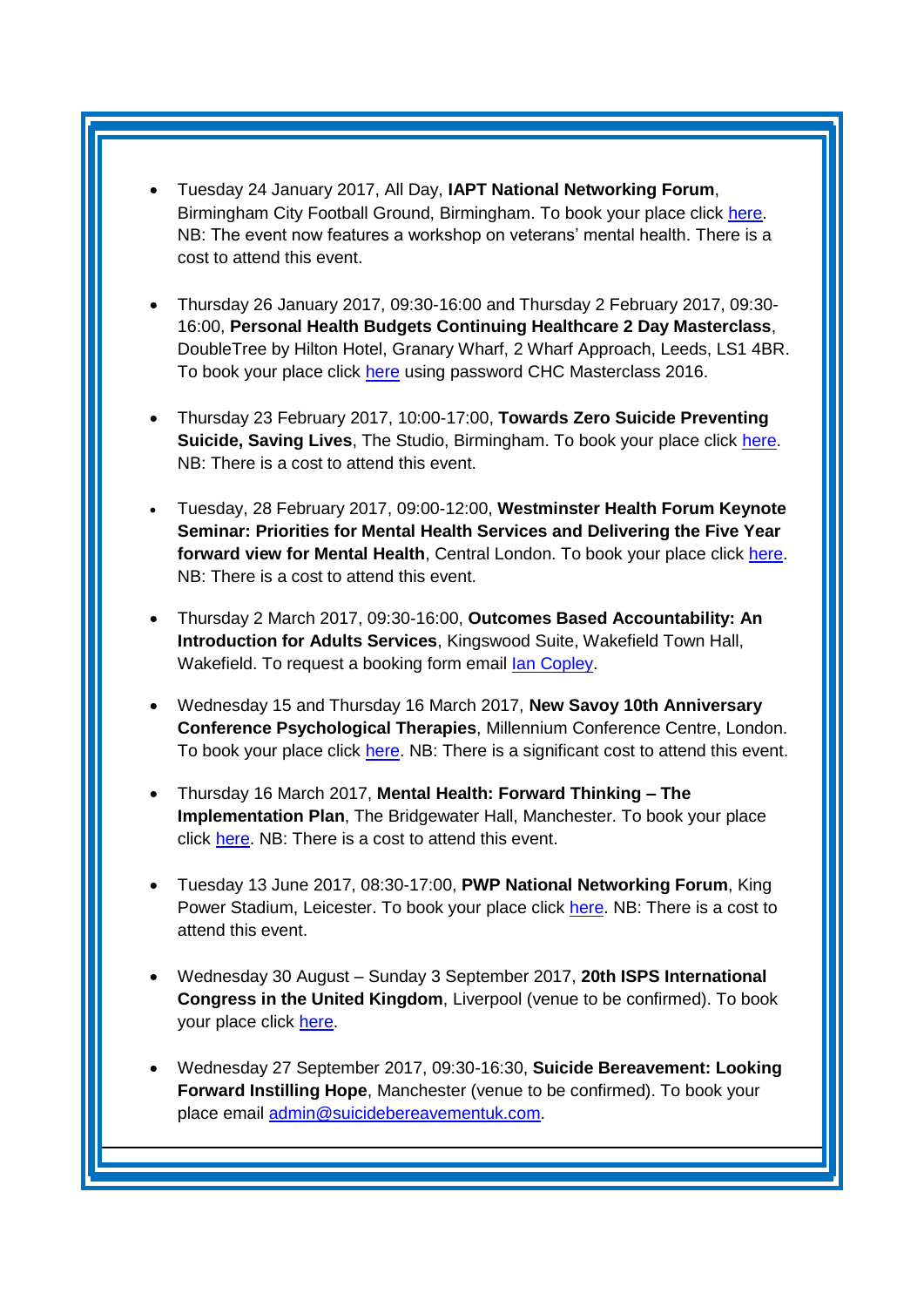- Tuesday 24 January 2017, All Day, **IAPT National Networking Forum**, Birmingham City Football Ground, Birmingham. To book your place click here. NB: The event now features a workshop on veterans' mental health. There is a cost to attend this event.

- Thursday 26 January 2017, 09:30-16:00 and Thursday 2 February 2017, 09:30-16:00, **Personal Health Budgets Continuing Healthcare 2 Day Masterclass**, DoubleTree by Hilton Hotel, Granary Wharf, 2 Wharf Approach, Leeds, LS1 4BR. To book your place click here using password CHC Masterclass 2016.

- Thursday 23 February 2017, 10:00-17:00, **Towards Zero Suicide Preventing Suicide, Saving Lives**, The Studio, Birmingham. To book your place click here. NB: There is a cost to attend this event.

- Tuesday, 28 February 2017, 09:00-12:00, **Westminster Health Forum Keynote Seminar: Priorities for Mental Health Services and Delivering the Five Year forward view for Mental Health**, Central London. To book your place click here. NB: There is a cost to attend this event.

- Thursday 2 March 2017, 09:30-16:00, **Outcomes Based Accountability: An Introduction for Adults Services**, Kingswood Suite, Wakefield Town Hall, Wakefield. To request a booking form email Ian Copley.

- Wednesday 15 and Thursday 16 March 2017, **New Savoy 10th Anniversary Conference Psychological Therapies**, Millennium Conference Centre, London. To book your place click here. NB: There is a significant cost to attend this event.

- Thursday 16 March 2017, **Mental Health: Forward Thinking – The Implementation Plan**, The Bridgewater Hall, Manchester. To book your place click here. NB: There is a cost to attend this event.

- Tuesday 13 June 2017, 08:30-17:00, **PWP National Networking Forum**, King Power Stadium, Leicester. To book your place click here. NB: There is a cost to attend this event.

- Wednesday 30 August – Sunday 3 September 2017, **20th ISPS International Congress in the United Kingdom**, Liverpool (venue to be confirmed). To book your place click here.

- Wednesday 27 September 2017, 09:30-16:30, **Suicide Bereavement: Looking Forward Instilling Hope**, Manchester (venue to be confirmed). To book your place email admin@suicidebereavementuk.com.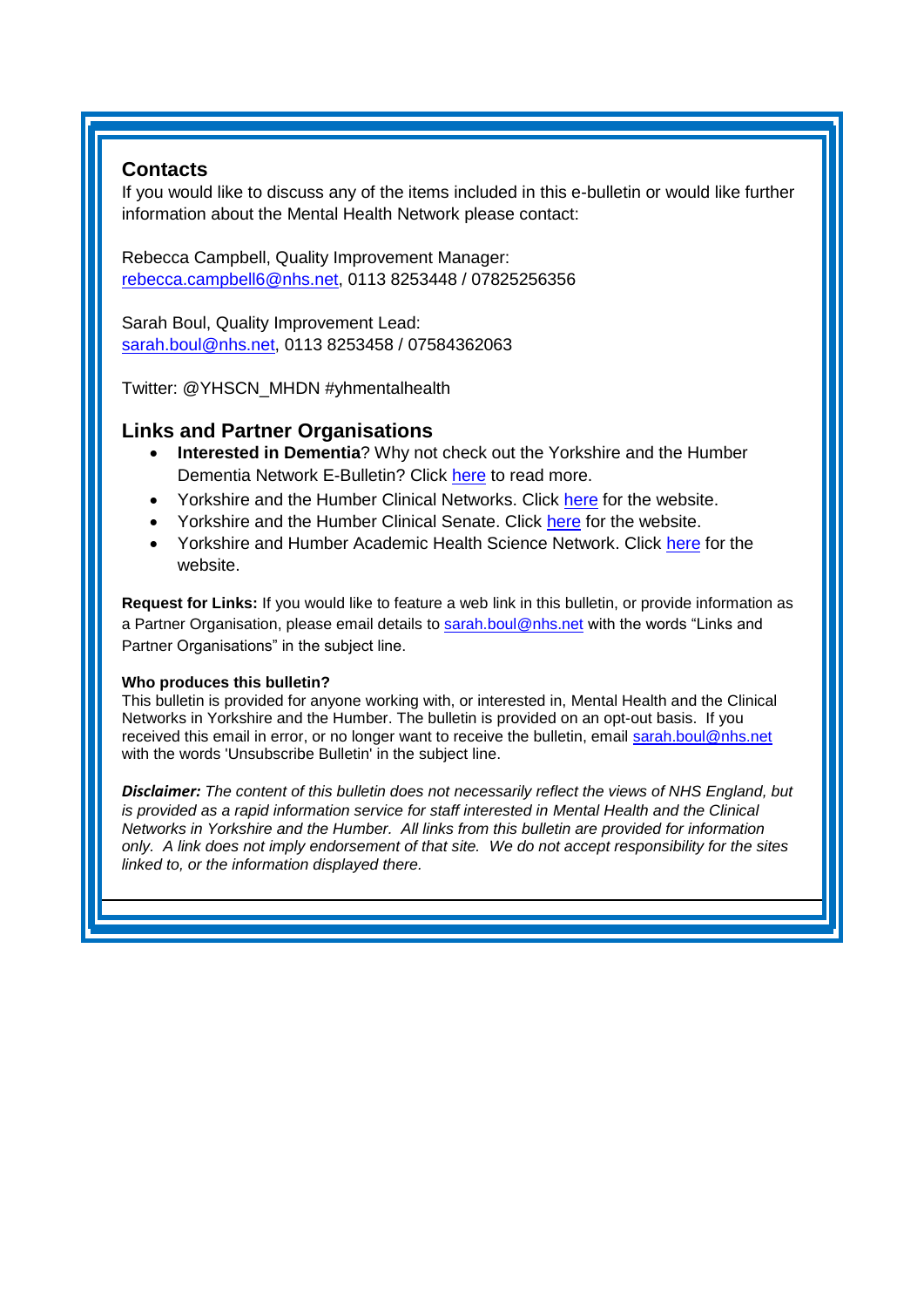## Contacts

If you would like to discuss any of the items included in this e-bulletin or would like further information about the Mental Health Network please contact:

Rebecca Campbell, Quality Improvement Manager:
rebecca.campbell6@nhs.net, 0113 8253448 / 07825256356

Sarah Boul, Quality Improvement Lead:
sarah.boul@nhs.net, 0113 8253458 / 07584362063

Twitter: @YHSCN_MHDN #yhmentalhealth

## Links and Partner Organisations

- **Interested in Dementia**? Why not check out the Yorkshire and the Humber Dementia Network E-Bulletin? Click here to read more.
- Yorkshire and the Humber Clinical Networks. Click here for the website.
- Yorkshire and the Humber Clinical Senate. Click here for the website.
- Yorkshire and Humber Academic Health Science Network. Click here for the website.

**Request for Links:** If you would like to feature a web link in this bulletin, or provide information as a Partner Organisation, please email details to sarah.boul@nhs.net with the words “Links and Partner Organisations” in the subject line.

**Who produces this bulletin?**
This bulletin is provided for anyone working with, or interested in, Mental Health and the Clinical Networks in Yorkshire and the Humber. The bulletin is provided on an opt-out basis. If you received this email in error, or no longer want to receive the bulletin, email sarah.boul@nhs.net with the words 'Unsubscribe Bulletin' in the subject line.

***Disclaimer:*** *The content of this bulletin does not necessarily reflect the views of NHS England, but is provided as a rapid information service for staff interested in Mental Health and the Clinical Networks in Yorkshire and the Humber. All links from this bulletin are provided for information only. A link does not imply endorsement of that site. We do not accept responsibility for the sites linked to, or the information displayed there.*